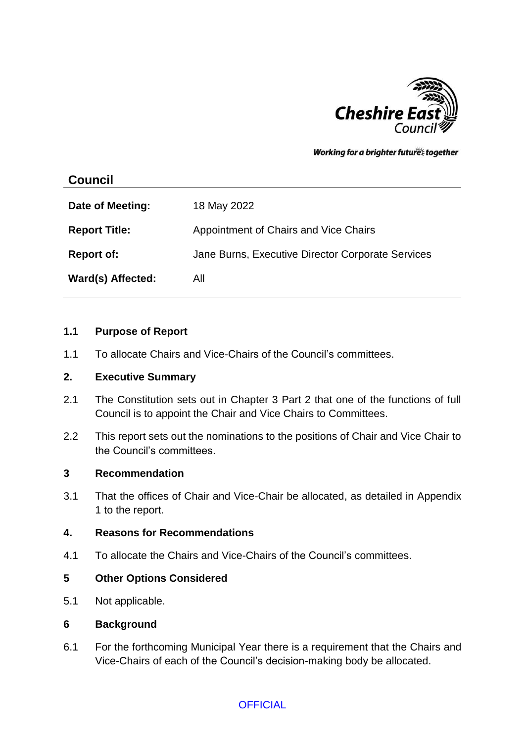Cheshire East Council

*Working for a brighter future together*

## Council

| | |
|---|---|
| **Date of Meeting:** | 18 May 2022 |
| **Report Title:** | Appointment of Chairs and Vice Chairs |
| **Report of:** | Jane Burns, Executive Director Corporate Services |
| **Ward(s) Affected:** | All |

### 1.1 Purpose of Report

1.1 To allocate Chairs and Vice-Chairs of the Council's committees.

### 2. Executive Summary

2.1 The Constitution sets out in Chapter 3 Part 2 that one of the functions of full Council is to appoint the Chair and Vice Chairs to Committees.

2.2 This report sets out the nominations to the positions of Chair and Vice Chair to the Council's committees.

### 3 Recommendation

3.1 That the offices of Chair and Vice-Chair be allocated, as detailed in Appendix 1 to the report.

### 4. Reasons for Recommendations

4.1 To allocate the Chairs and Vice-Chairs of the Council's committees.

### 5 Other Options Considered

5.1 Not applicable.

### 6 Background

6.1 For the forthcoming Municipal Year there is a requirement that the Chairs and Vice-Chairs of each of the Council's decision-making body be allocated.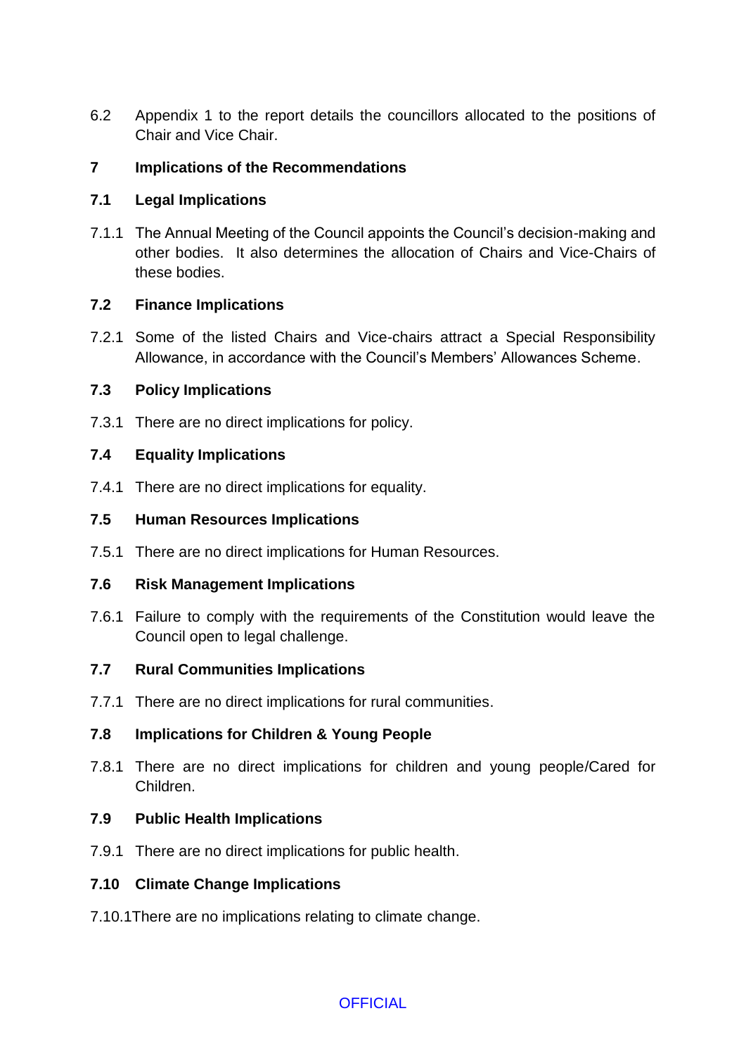6.2 Appendix 1 to the report details the councillors allocated to the positions of Chair and Vice Chair.

## 7 Implications of the Recommendations

### 7.1 Legal Implications

7.1.1 The Annual Meeting of the Council appoints the Council's decision-making and other bodies. It also determines the allocation of Chairs and Vice-Chairs of these bodies.

### 7.2 Finance Implications

7.2.1 Some of the listed Chairs and Vice-chairs attract a Special Responsibility Allowance, in accordance with the Council's Members' Allowances Scheme.

### 7.3 Policy Implications

7.3.1 There are no direct implications for policy.

### 7.4 Equality Implications

7.4.1 There are no direct implications for equality.

### 7.5 Human Resources Implications

7.5.1 There are no direct implications for Human Resources.

### 7.6 Risk Management Implications

7.6.1 Failure to comply with the requirements of the Constitution would leave the Council open to legal challenge.

### 7.7 Rural Communities Implications

7.7.1 There are no direct implications for rural communities.

### 7.8 Implications for Children & Young People

7.8.1 There are no direct implications for children and young people/Cared for Children.

### 7.9 Public Health Implications

7.9.1 There are no direct implications for public health.

### 7.10 Climate Change Implications

7.10.1 There are no implications relating to climate change.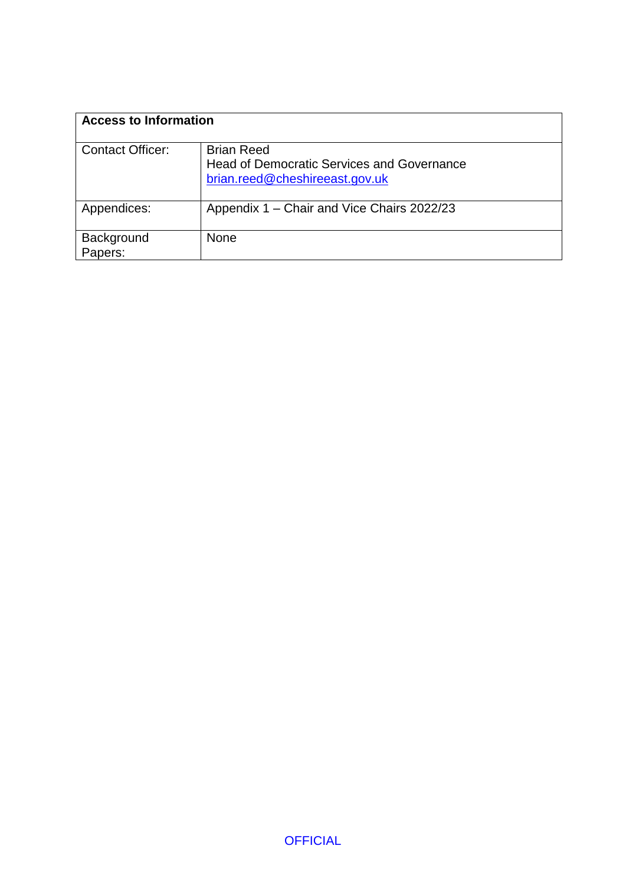| **Access to Information** | |
|---|---|
| Contact Officer: | Brian Reed<br>Head of Democratic Services and Governance<br>brian.reed@cheshireeast.gov.uk |
| Appendices: | Appendix 1 – Chair and Vice Chairs 2022/23 |
| Background Papers: | None |

OFFICIAL